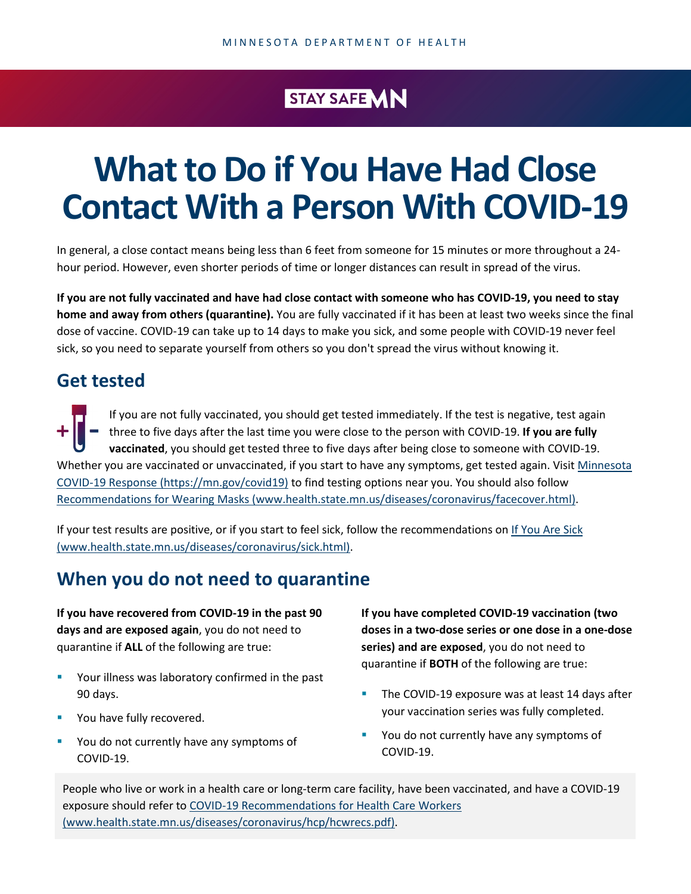MINNESOTA DEPARTMENT OF HEALTH

STAY SAFE MN

# What to Do if You Have Had Close Contact With a Person With COVID-19

In general, a close contact means being less than 6 feet from someone for 15 minutes or more throughout a 24-hour period. However, even shorter periods of time or longer distances can result in spread of the virus.

**If you are not fully vaccinated and have had close contact with someone who has COVID-19, you need to stay home and away from others (quarantine).** You are fully vaccinated if it has been at least two weeks since the final dose of vaccine. COVID-19 can take up to 14 days to make you sick, and some people with COVID-19 never feel sick, so you need to separate yourself from others so you don't spread the virus without knowing it.

## Get tested

If you are not fully vaccinated, you should get tested immediately. If the test is negative, test again three to five days after the last time you were close to the person with COVID-19. **If you are fully vaccinated**, you should get tested three to five days after being close to someone with COVID-19. Whether you are vaccinated or unvaccinated, if you start to have any symptoms, get tested again. Visit [Minnesota COVID-19 Response (https://mn.gov/covid19)](https://mn.gov/covid19) to find testing options near you. You should also follow [Recommendations for Wearing Masks (www.health.state.mn.us/diseases/coronavirus/facecover.html)](www.health.state.mn.us/diseases/coronavirus/facecover.html).

If your test results are positive, or if you start to feel sick, follow the recommendations on [If You Are Sick (www.health.state.mn.us/diseases/coronavirus/sick.html)](www.health.state.mn.us/diseases/coronavirus/sick.html).

## When you do not need to quarantine

**If you have recovered from COVID-19 in the past 90 days and are exposed again**, you do not need to quarantine if **ALL** of the following are true:

- Your illness was laboratory confirmed in the past 90 days.
- You have fully recovered.
- You do not currently have any symptoms of COVID-19.

**If you have completed COVID-19 vaccination (two doses in a two-dose series or one dose in a one-dose series) and are exposed**, you do not need to quarantine if **BOTH** of the following are true:

- The COVID-19 exposure was at least 14 days after your vaccination series was fully completed.
- You do not currently have any symptoms of COVID-19.

People who live or work in a health care or long-term care facility, have been vaccinated, and have a COVID-19 exposure should refer to [COVID-19 Recommendations for Health Care Workers (www.health.state.mn.us/diseases/coronavirus/hcp/hcwrecs.pdf)](www.health.state.mn.us/diseases/coronavirus/hcp/hcwrecs.pdf).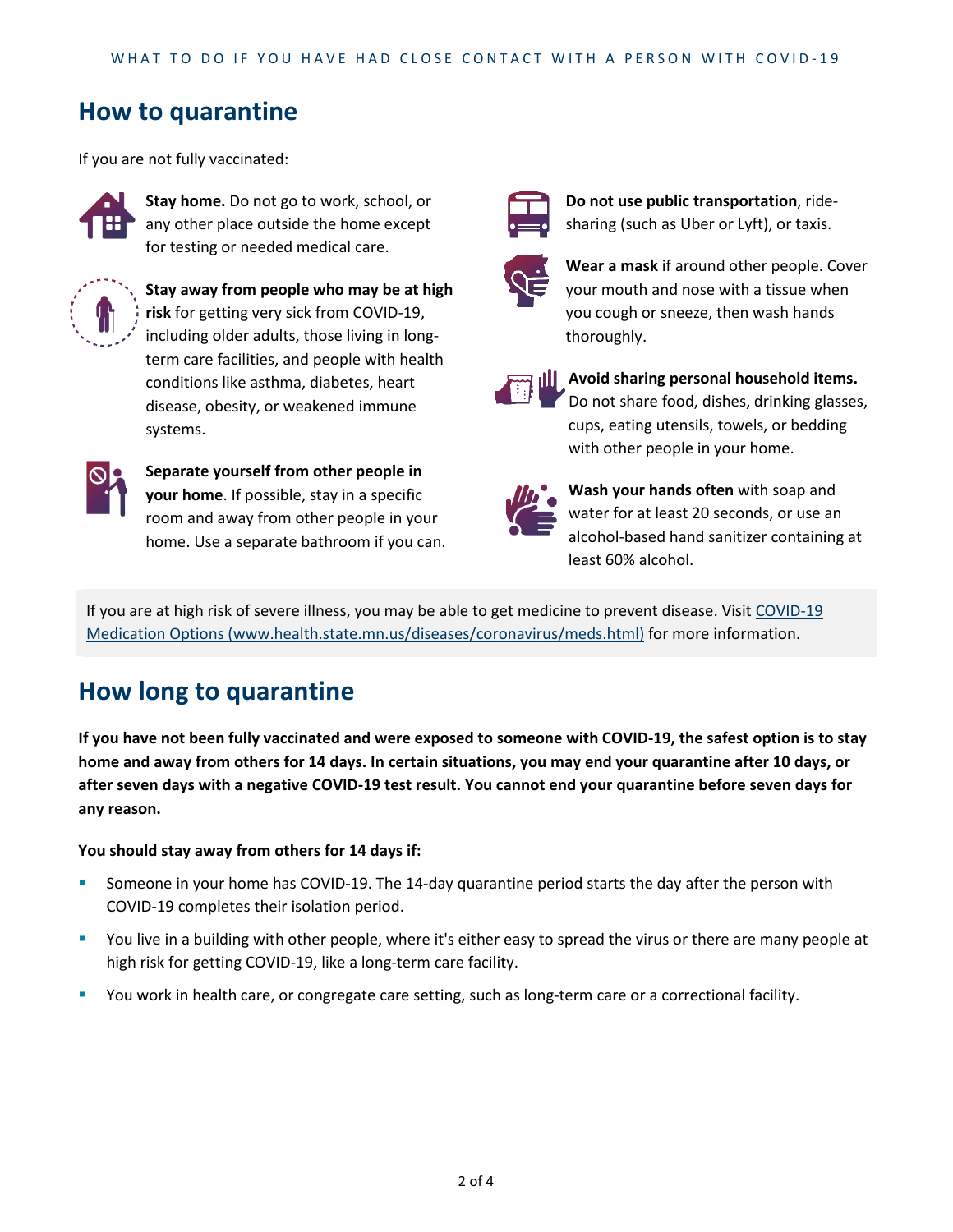## How to quarantine

If you are not fully vaccinated:

**Stay home.** Do not go to work, school, or any other place outside the home except for testing or needed medical care.

**Stay away from people who may be at high risk** for getting very sick from COVID-19, including older adults, those living in long-term care facilities, and people with health conditions like asthma, diabetes, heart disease, obesity, or weakened immune systems.

**Separate yourself from other people in your home**. If possible, stay in a specific room and away from other people in your home. Use a separate bathroom if you can.

**Do not use public transportation**, ride-sharing (such as Uber or Lyft), or taxis.

**Wear a mask** if around other people. Cover your mouth and nose with a tissue when you cough or sneeze, then wash hands thoroughly.

**Avoid sharing personal household items.** Do not share food, dishes, drinking glasses, cups, eating utensils, towels, or bedding with other people in your home.

**Wash your hands often** with soap and water for at least 20 seconds, or use an alcohol-based hand sanitizer containing at least 60% alcohol.

If you are at high risk of severe illness, you may be able to get medicine to prevent disease. Visit [COVID-19 Medication Options (www.health.state.mn.us/diseases/coronavirus/meds.html)](www.health.state.mn.us/diseases/coronavirus/meds.html) for more information.

## How long to quarantine

**If you have not been fully vaccinated and were exposed to someone with COVID-19, the safest option is to stay home and away from others for 14 days. In certain situations, you may end your quarantine after 10 days, or after seven days with a negative COVID-19 test result. You cannot end your quarantine before seven days for any reason.**

**You should stay away from others for 14 days if:**

- Someone in your home has COVID-19. The 14-day quarantine period starts the day after the person with COVID-19 completes their isolation period.
- You live in a building with other people, where it's either easy to spread the virus or there are many people at high risk for getting COVID-19, like a long-term care facility.
- You work in health care, or congregate care setting, such as long-term care or a correctional facility.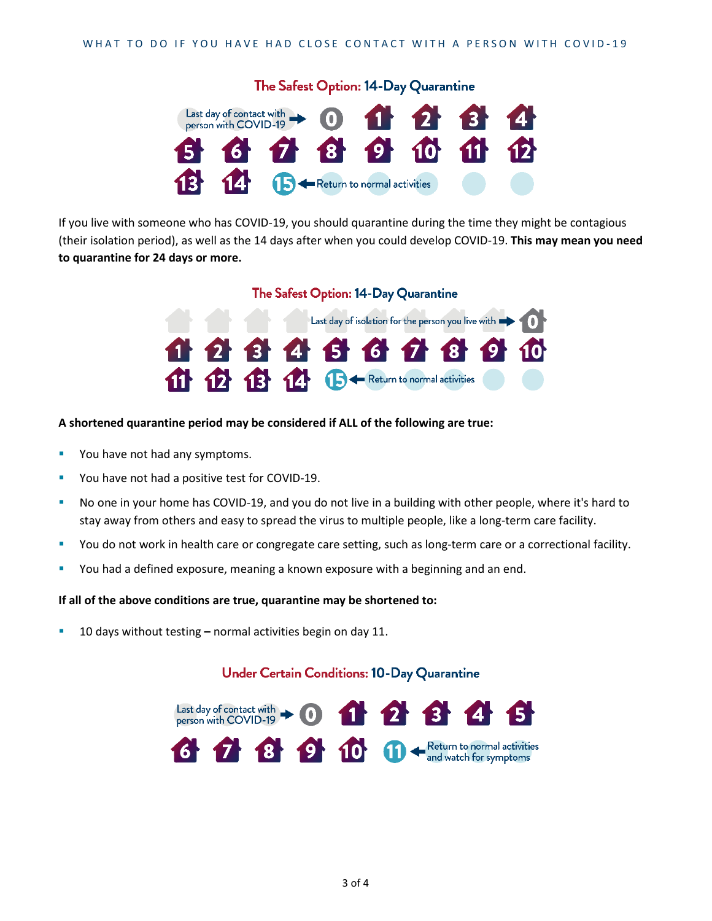## The Safest Option: 14-Day Quarantine

Last day of contact with person with COVID-19 → 0 1 2 3 4 5 6 7 8 9 10 11 12 13 14 15 ← Return to normal activities

If you live with someone who has COVID-19, you should quarantine during the time they might be contagious (their isolation period), as well as the 14 days after when you could develop COVID-19. **This may mean you need to quarantine for 24 days or more.**

## The Safest Option: 14-Day Quarantine

Last day of isolation for the person you live with → 0 1 2 3 4 5 6 7 8 9 10 11 12 13 14 15 ← Return to normal activities

**A shortened quarantine period may be considered if ALL of the following are true:**

- You have not had any symptoms.
- You have not had a positive test for COVID-19.
- No one in your home has COVID-19, and you do not live in a building with other people, where it's hard to stay away from others and easy to spread the virus to multiple people, like a long-term care facility.
- You do not work in health care or congregate care setting, such as long-term care or a correctional facility.
- You had a defined exposure, meaning a known exposure with a beginning and an end.

**If all of the above conditions are true, quarantine may be shortened to:**

- 10 days without testing – normal activities begin on day 11.

## Under Certain Conditions: 10-Day Quarantine

Last day of contact with person with COVID-19 → 0 1 2 3 4 5 6 7 8 9 10 11 ← Return to normal activities and watch for symptoms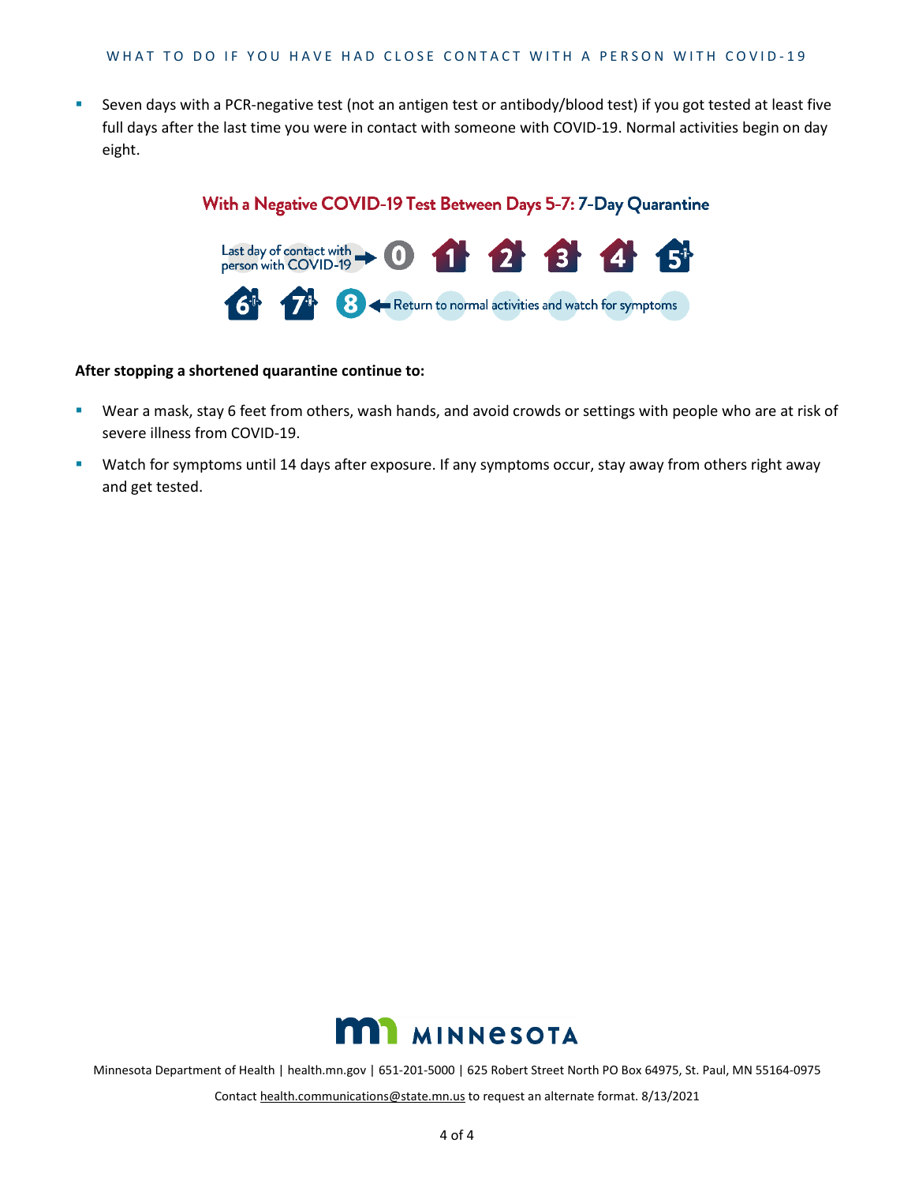- Seven days with a PCR-negative test (not an antigen test or antibody/blood test) if you got tested at least five full days after the last time you were in contact with someone with COVID-19. Normal activities begin on day eight.

**With a Negative COVID-19 Test Between Days 5-7: 7-Day Quarantine**

Last day of contact with person with COVID-19 → 0 1 2 3 4 5

6 7 8 ← Return to normal activities and watch for symptoms

**After stopping a shortened quarantine continue to:**

- Wear a mask, stay 6 feet from others, wash hands, and avoid crowds or settings with people who are at risk of severe illness from COVID-19.
- Watch for symptoms until 14 days after exposure. If any symptoms occur, stay away from others right away and get tested.

Minnesota Department of Health | health.mn.gov | 651-201-5000 | 625 Robert Street North PO Box 64975, St. Paul, MN 55164-0975

Contact health.communications@state.mn.us to request an alternate format. 8/13/2021